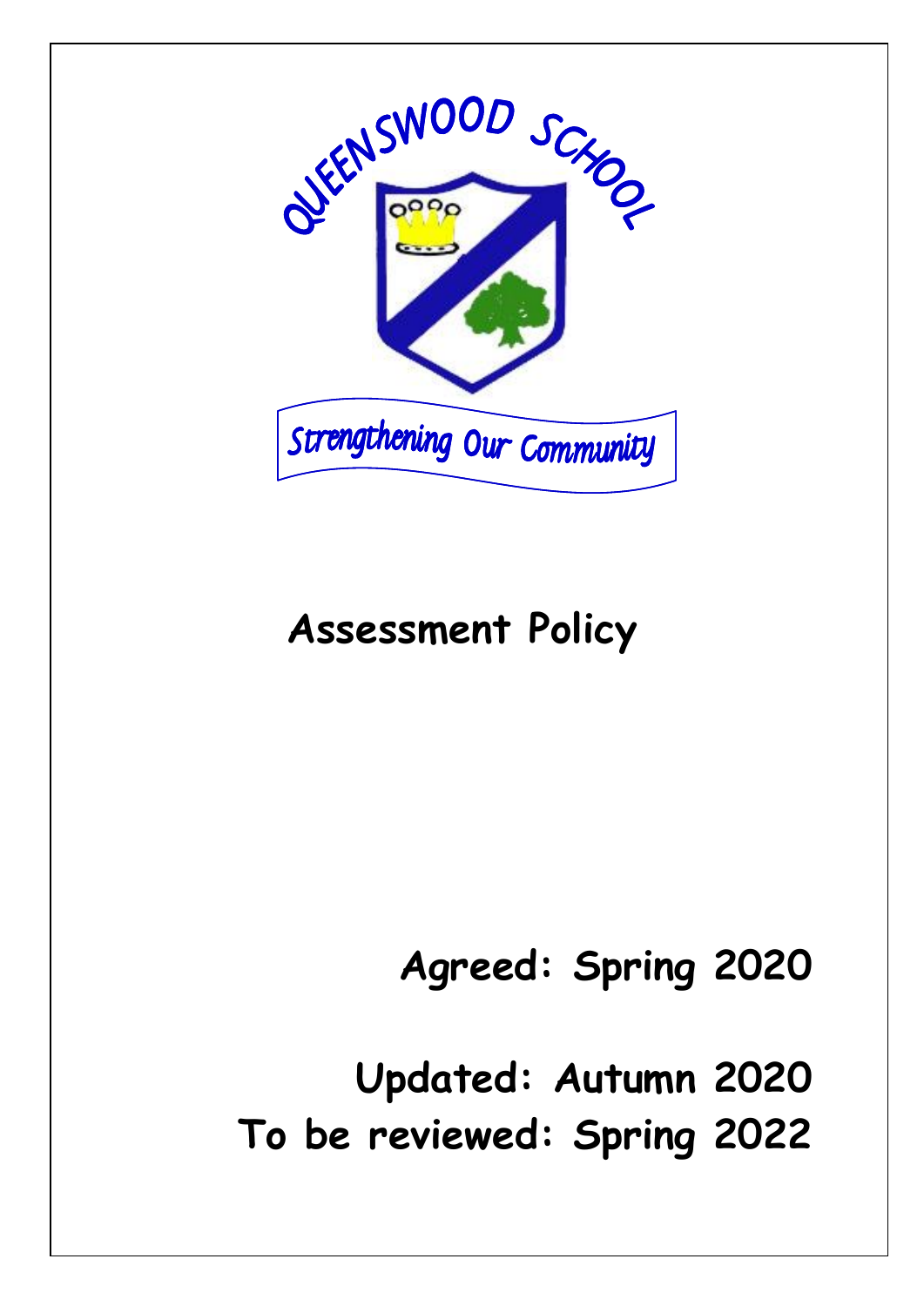QUEENSWOOD SCHOOL

Strengthening Our Community

# Assessment Policy

**Agreed: Spring 2020**

**Updated: Autumn 2020**

**To be reviewed: Spring 2022**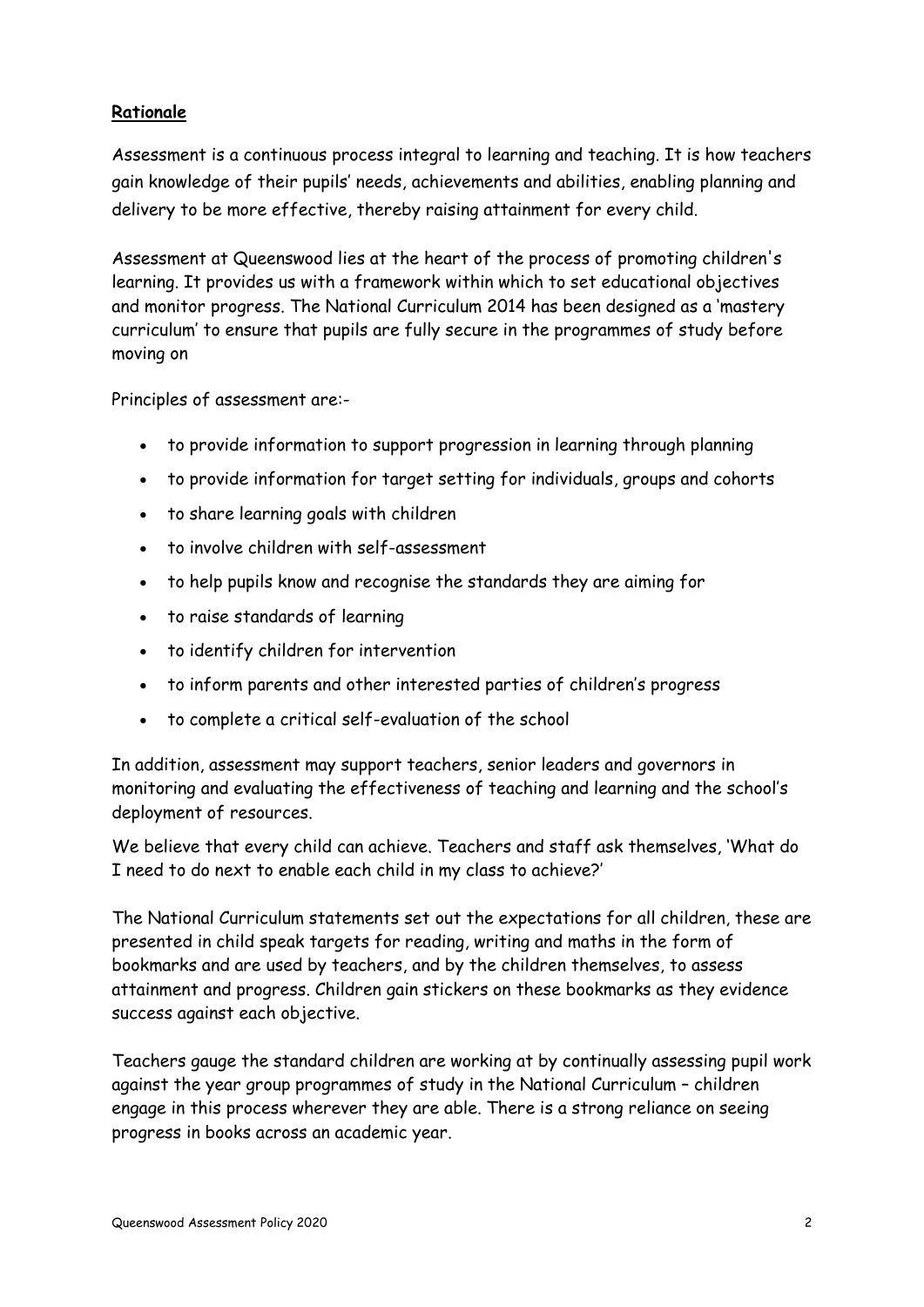**Rationale**

Assessment is a continuous process integral to learning and teaching. It is how teachers gain knowledge of their pupils' needs, achievements and abilities, enabling planning and delivery to be more effective, thereby raising attainment for every child.

Assessment at Queenswood lies at the heart of the process of promoting children's learning. It provides us with a framework within which to set educational objectives and monitor progress. The National Curriculum 2014 has been designed as a 'mastery curriculum' to ensure that pupils are fully secure in the programmes of study before moving on

Principles of assessment are:-

- to provide information to support progression in learning through planning
- to provide information for target setting for individuals, groups and cohorts
- to share learning goals with children
- to involve children with self-assessment
- to help pupils know and recognise the standards they are aiming for
- to raise standards of learning
- to identify children for intervention
- to inform parents and other interested parties of children's progress
- to complete a critical self-evaluation of the school

In addition, assessment may support teachers, senior leaders and governors in monitoring and evaluating the effectiveness of teaching and learning and the school's deployment of resources.

We believe that every child can achieve. Teachers and staff ask themselves, 'What do I need to do next to enable each child in my class to achieve?'

The National Curriculum statements set out the expectations for all children, these are presented in child speak targets for reading, writing and maths in the form of bookmarks and are used by teachers, and by the children themselves, to assess attainment and progress. Children gain stickers on these bookmarks as they evidence success against each objective.

Teachers gauge the standard children are working at by continually assessing pupil work against the year group programmes of study in the National Curriculum – children engage in this process wherever they are able. There is a strong reliance on seeing progress in books across an academic year.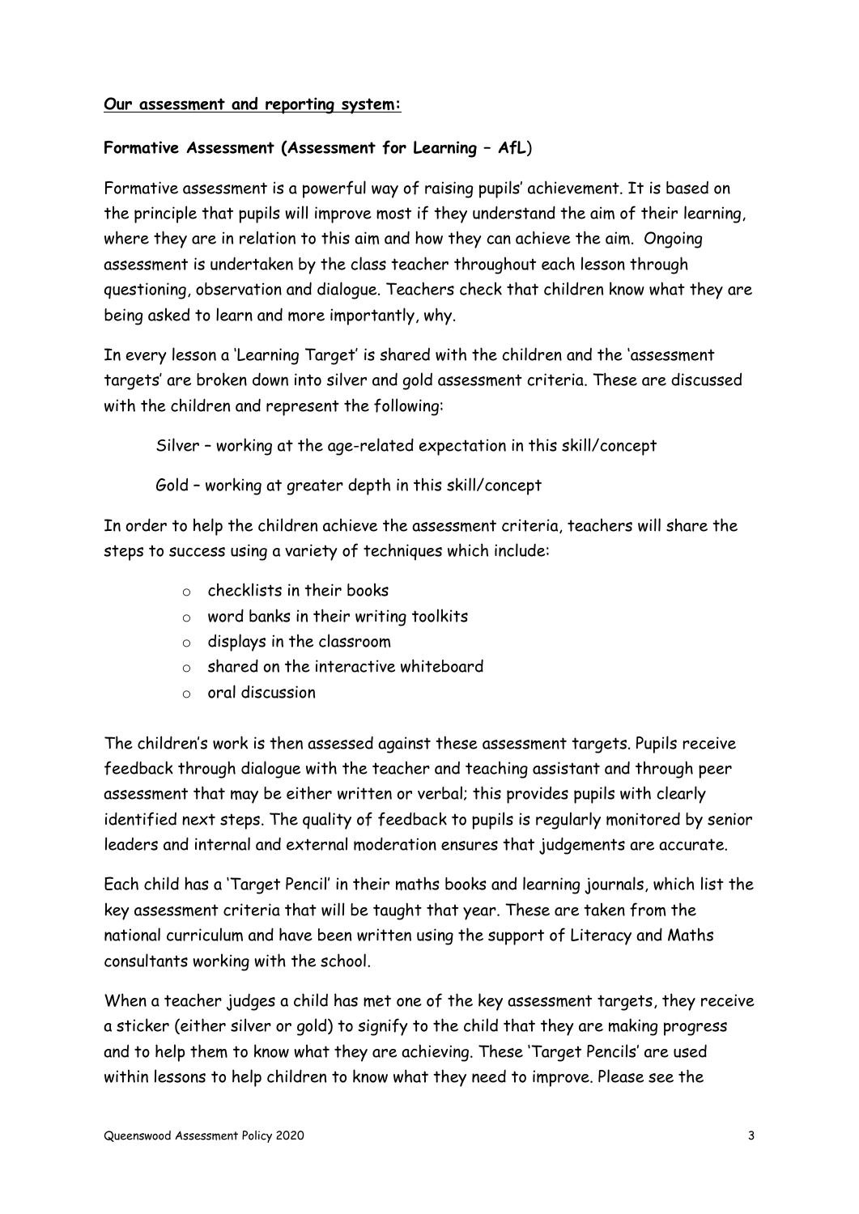**Our assessment and reporting system:**

**Formative Assessment (Assessment for Learning – AfL)**

Formative assessment is a powerful way of raising pupils' achievement. It is based on the principle that pupils will improve most if they understand the aim of their learning, where they are in relation to this aim and how they can achieve the aim. Ongoing assessment is undertaken by the class teacher throughout each lesson through questioning, observation and dialogue. Teachers check that children know what they are being asked to learn and more importantly, why.

In every lesson a 'Learning Target' is shared with the children and the 'assessment targets' are broken down into silver and gold assessment criteria. These are discussed with the children and represent the following:

Silver – working at the age-related expectation in this skill/concept

Gold – working at greater depth in this skill/concept

In order to help the children achieve the assessment criteria, teachers will share the steps to success using a variety of techniques which include:

- checklists in their books
- word banks in their writing toolkits
- displays in the classroom
- shared on the interactive whiteboard
- oral discussion

The children's work is then assessed against these assessment targets. Pupils receive feedback through dialogue with the teacher and teaching assistant and through peer assessment that may be either written or verbal; this provides pupils with clearly identified next steps. The quality of feedback to pupils is regularly monitored by senior leaders and internal and external moderation ensures that judgements are accurate.

Each child has a 'Target Pencil' in their maths books and learning journals, which list the key assessment criteria that will be taught that year. These are taken from the national curriculum and have been written using the support of Literacy and Maths consultants working with the school.

When a teacher judges a child has met one of the key assessment targets, they receive a sticker (either silver or gold) to signify to the child that they are making progress and to help them to know what they are achieving. These 'Target Pencils' are used within lessons to help children to know what they need to improve. Please see the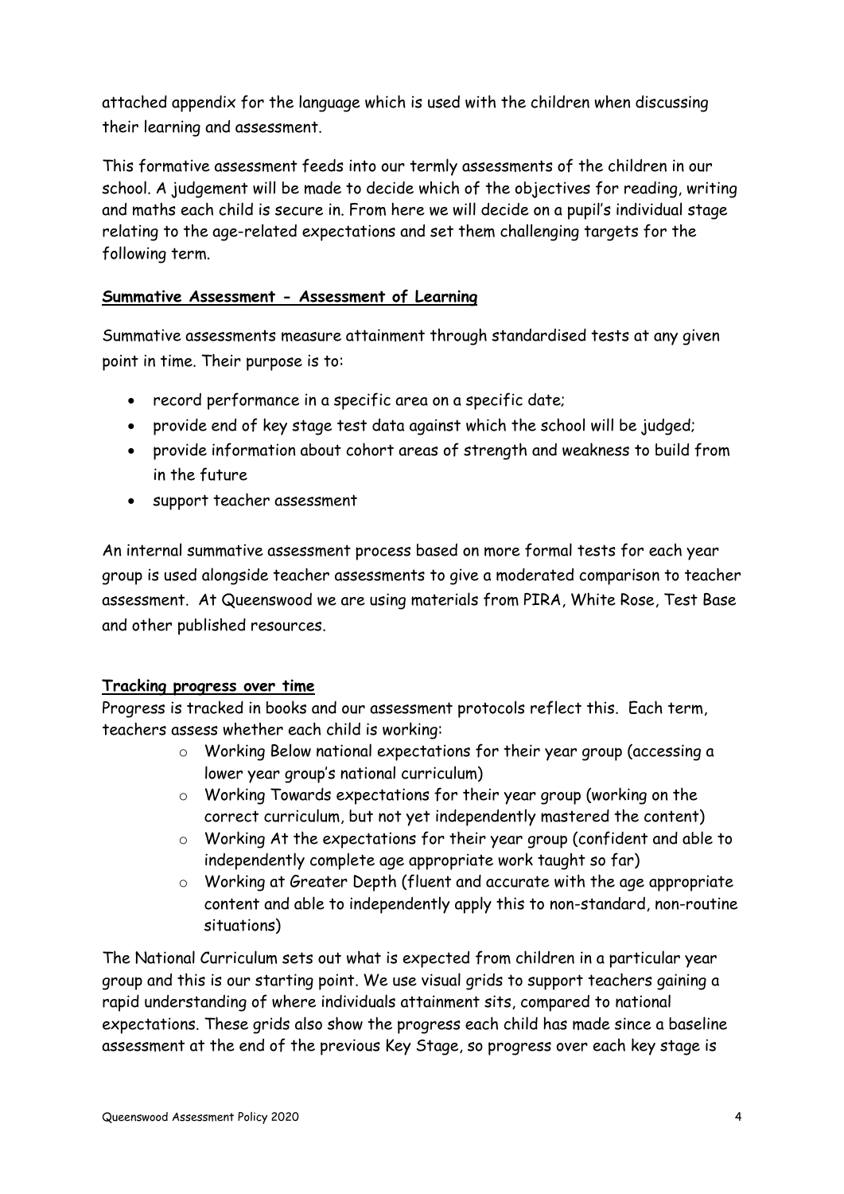attached appendix for the language which is used with the children when discussing their learning and assessment.

This formative assessment feeds into our termly assessments of the children in our school. A judgement will be made to decide which of the objectives for reading, writing and maths each child is secure in. From here we will decide on a pupil's individual stage relating to the age-related expectations and set them challenging targets for the following term.

**Summative Assessment - Assessment of Learning**

Summative assessments measure attainment through standardised tests at any given point in time. Their purpose is to:

- record performance in a specific area on a specific date;
- provide end of key stage test data against which the school will be judged;
- provide information about cohort areas of strength and weakness to build from in the future
- support teacher assessment

An internal summative assessment process based on more formal tests for each year group is used alongside teacher assessments to give a moderated comparison to teacher assessment. At Queenswood we are using materials from PIRA, White Rose, Test Base and other published resources.

**Tracking progress over time**

Progress is tracked in books and our assessment protocols reflect this. Each term, teachers assess whether each child is working:

- Working Below national expectations for their year group (accessing a lower year group's national curriculum)
- Working Towards expectations for their year group (working on the correct curriculum, but not yet independently mastered the content)
- Working At the expectations for their year group (confident and able to independently complete age appropriate work taught so far)
- Working at Greater Depth (fluent and accurate with the age appropriate content and able to independently apply this to non-standard, non-routine situations)

The National Curriculum sets out what is expected from children in a particular year group and this is our starting point. We use visual grids to support teachers gaining a rapid understanding of where individuals attainment sits, compared to national expectations. These grids also show the progress each child has made since a baseline assessment at the end of the previous Key Stage, so progress over each key stage is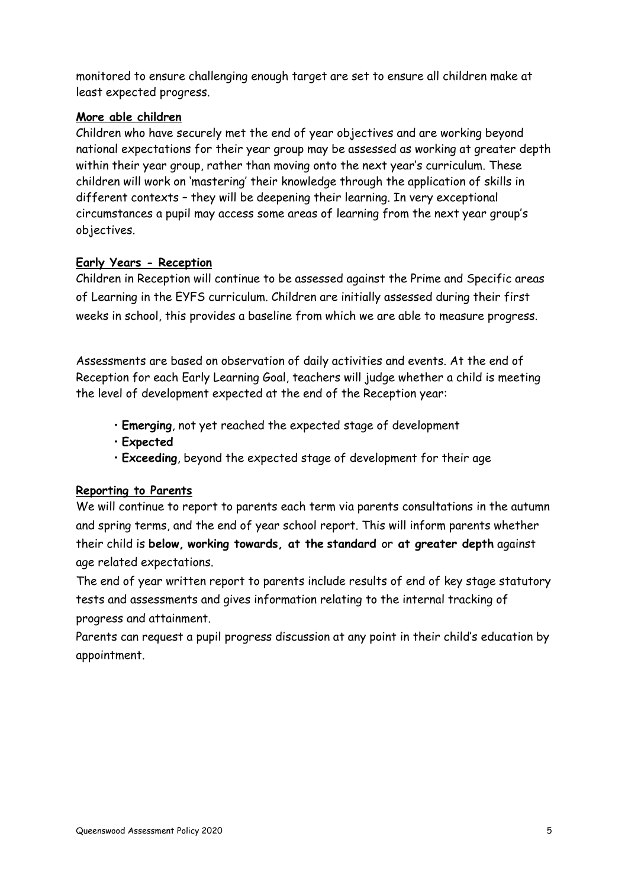monitored to ensure challenging enough target are set to ensure all children make at least expected progress.

**More able children**

Children who have securely met the end of year objectives and are working beyond national expectations for their year group may be assessed as working at greater depth within their year group, rather than moving onto the next year's curriculum. These children will work on 'mastering' their knowledge through the application of skills in different contexts – they will be deepening their learning. In very exceptional circumstances a pupil may access some areas of learning from the next year group's objectives.

**Early Years - Reception**

Children in Reception will continue to be assessed against the Prime and Specific areas of Learning in the EYFS curriculum. Children are initially assessed during their first weeks in school, this provides a baseline from which we are able to measure progress.

Assessments are based on observation of daily activities and events. At the end of Reception for each Early Learning Goal, teachers will judge whether a child is meeting the level of development expected at the end of the Reception year:

- **Emerging**, not yet reached the expected stage of development
- **Expected**
- **Exceeding**, beyond the expected stage of development for their age

**Reporting to Parents**

We will continue to report to parents each term via parents consultations in the autumn and spring terms, and the end of year school report. This will inform parents whether their child is **below, working towards, at the standard** or **at greater depth** against age related expectations.

The end of year written report to parents include results of end of key stage statutory tests and assessments and gives information relating to the internal tracking of progress and attainment.

Parents can request a pupil progress discussion at any point in their child's education by appointment.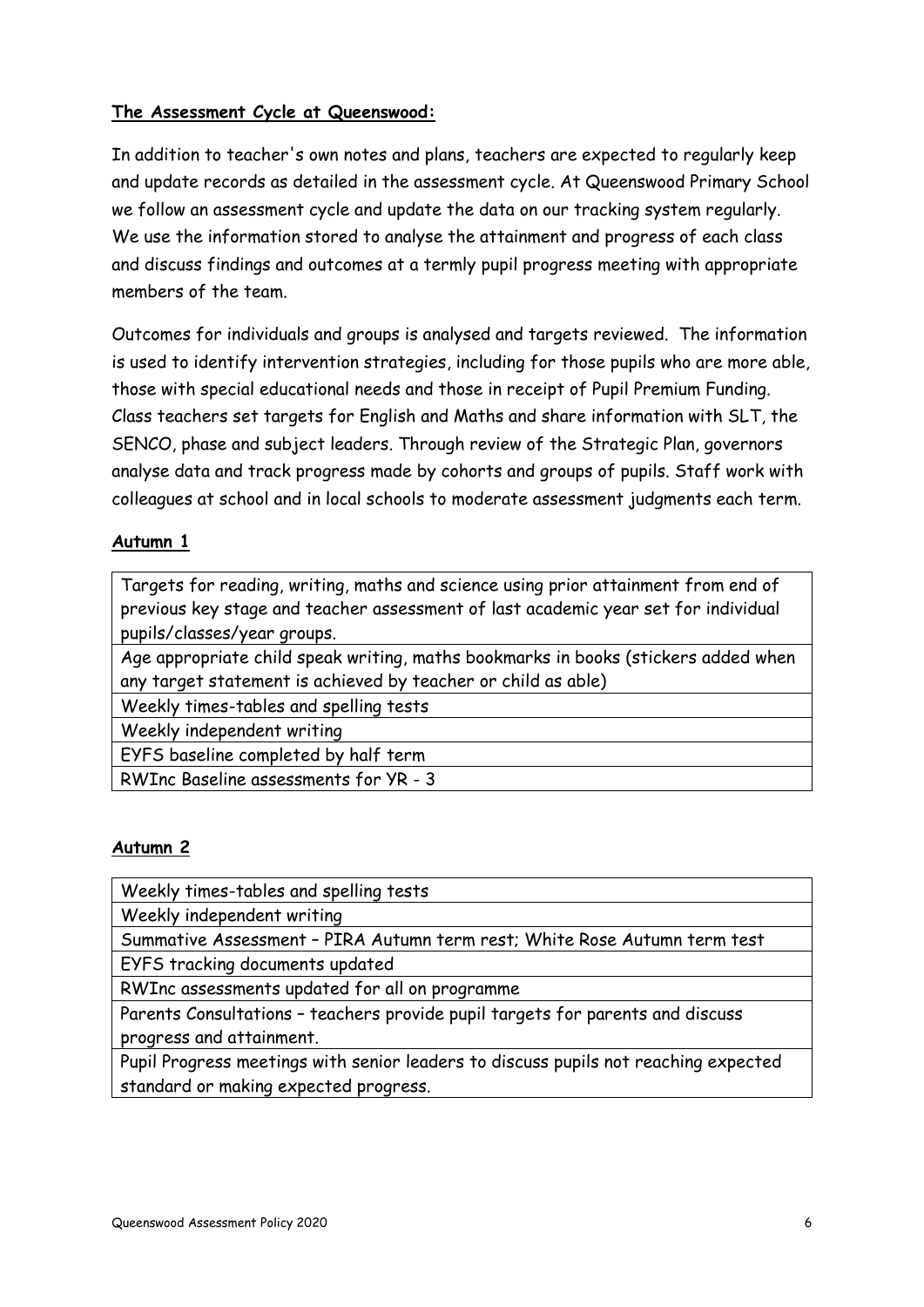**The Assessment Cycle at Queenswood:**

In addition to teacher's own notes and plans, teachers are expected to regularly keep and update records as detailed in the assessment cycle. At Queenswood Primary School we follow an assessment cycle and update the data on our tracking system regularly. We use the information stored to analyse the attainment and progress of each class and discuss findings and outcomes at a termly pupil progress meeting with appropriate members of the team.

Outcomes for individuals and groups is analysed and targets reviewed. The information is used to identify intervention strategies, including for those pupils who are more able, those with special educational needs and those in receipt of Pupil Premium Funding. Class teachers set targets for English and Maths and share information with SLT, the SENCO, phase and subject leaders. Through review of the Strategic Plan, governors analyse data and track progress made by cohorts and groups of pupils. Staff work with colleagues at school and in local schools to moderate assessment judgments each term.

**Autumn 1**

| |
|---|
| Targets for reading, writing, maths and science using prior attainment from end of previous key stage and teacher assessment of last academic year set for individual pupils/classes/year groups. |
| Age appropriate child speak writing, maths bookmarks in books (stickers added when any target statement is achieved by teacher or child as able) |
| Weekly times-tables and spelling tests |
| Weekly independent writing |
| EYFS baseline completed by half term |
| RWInc Baseline assessments for YR - 3 |

**Autumn 2**

| |
|---|
| Weekly times-tables and spelling tests |
| Weekly independent writing |
| Summative Assessment – PIRA Autumn term rest; White Rose Autumn term test |
| EYFS tracking documents updated |
| RWInc assessments updated for all on programme |
| Parents Consultations – teachers provide pupil targets for parents and discuss progress and attainment. |
| Pupil Progress meetings with senior leaders to discuss pupils not reaching expected standard or making expected progress. |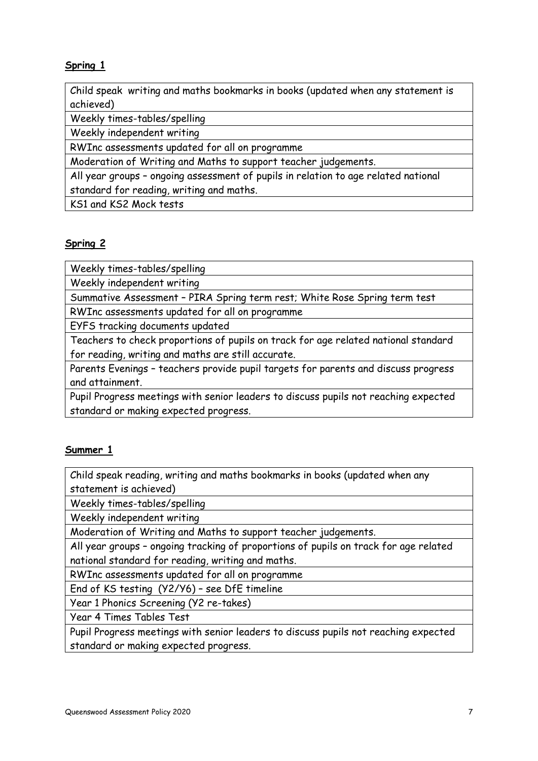**Spring 1**

| Child speak writing and maths bookmarks in books (updated when any statement is achieved) |
|---|
| Weekly times-tables/spelling |
| Weekly independent writing |
| RWInc assessments updated for all on programme |
| Moderation of Writing and Maths to support teacher judgements. |
| All year groups – ongoing assessment of pupils in relation to age related national standard for reading, writing and maths. |
| KS1 and KS2 Mock tests |

**Spring 2**

| Weekly times-tables/spelling |
|---|
| Weekly independent writing |
| Summative Assessment – PIRA Spring term rest; White Rose Spring term test |
| RWInc assessments updated for all on programme |
| EYFS tracking documents updated |
| Teachers to check proportions of pupils on track for age related national standard for reading, writing and maths are still accurate. |
| Parents Evenings – teachers provide pupil targets for parents and discuss progress and attainment. |
| Pupil Progress meetings with senior leaders to discuss pupils not reaching expected standard or making expected progress. |

**Summer 1**

| Child speak reading, writing and maths bookmarks in books (updated when any statement is achieved) |
|---|
| Weekly times-tables/spelling |
| Weekly independent writing |
| Moderation of Writing and Maths to support teacher judgements. |
| All year groups – ongoing tracking of proportions of pupils on track for age related national standard for reading, writing and maths. |
| RWInc assessments updated for all on programme |
| End of KS testing (Y2/Y6) – see DfE timeline |
| Year 1 Phonics Screening (Y2 re-takes) |
| Year 4 Times Tables Test |
| Pupil Progress meetings with senior leaders to discuss pupils not reaching expected standard or making expected progress. |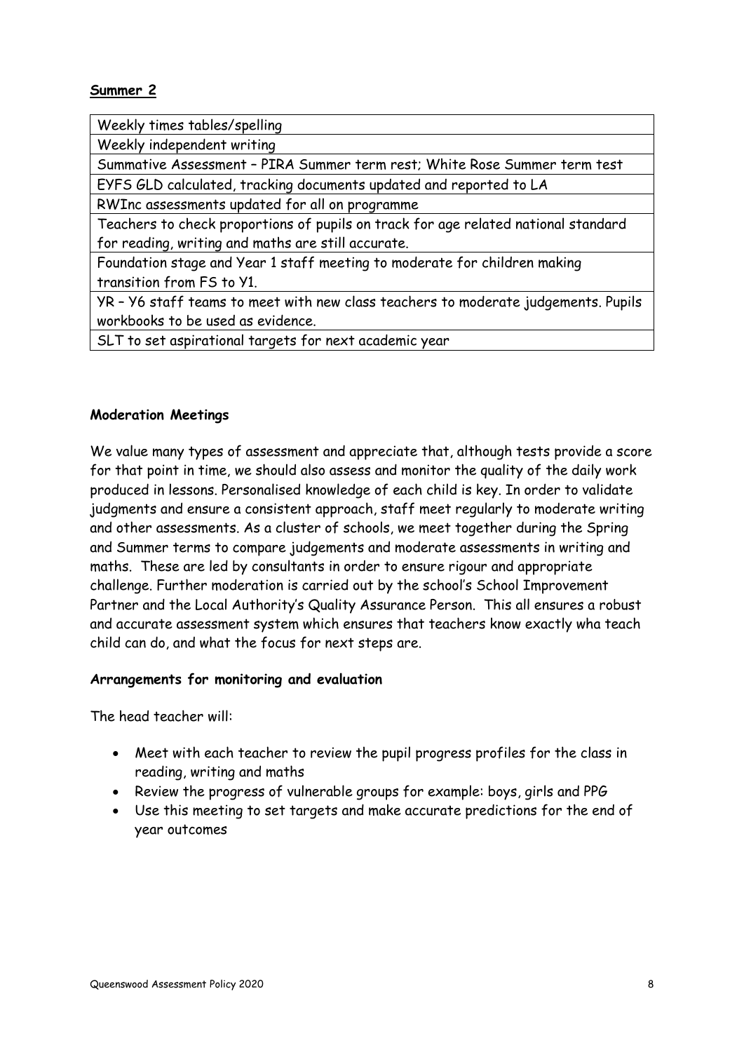**Summer 2**

| Weekly times tables/spelling |
|---|
| Weekly independent writing |
| Summative Assessment – PIRA Summer term rest; White Rose Summer term test |
| EYFS GLD calculated, tracking documents updated and reported to LA |
| RWInc assessments updated for all on programme |
| Teachers to check proportions of pupils on track for age related national standard for reading, writing and maths are still accurate. |
| Foundation stage and Year 1 staff meeting to moderate for children making transition from FS to Y1. |
| YR – Y6 staff teams to meet with new class teachers to moderate judgements. Pupils workbooks to be used as evidence. |
| SLT to set aspirational targets for next academic year |

**Moderation Meetings**

We value many types of assessment and appreciate that, although tests provide a score for that point in time, we should also assess and monitor the quality of the daily work produced in lessons. Personalised knowledge of each child is key. In order to validate judgments and ensure a consistent approach, staff meet regularly to moderate writing and other assessments. As a cluster of schools, we meet together during the Spring and Summer terms to compare judgements and moderate assessments in writing and maths. These are led by consultants in order to ensure rigour and appropriate challenge. Further moderation is carried out by the school's School Improvement Partner and the Local Authority's Quality Assurance Person. This all ensures a robust and accurate assessment system which ensures that teachers know exactly wha teach child can do, and what the focus for next steps are.

**Arrangements for monitoring and evaluation**

The head teacher will:

- Meet with each teacher to review the pupil progress profiles for the class in reading, writing and maths
- Review the progress of vulnerable groups for example: boys, girls and PPG
- Use this meeting to set targets and make accurate predictions for the end of year outcomes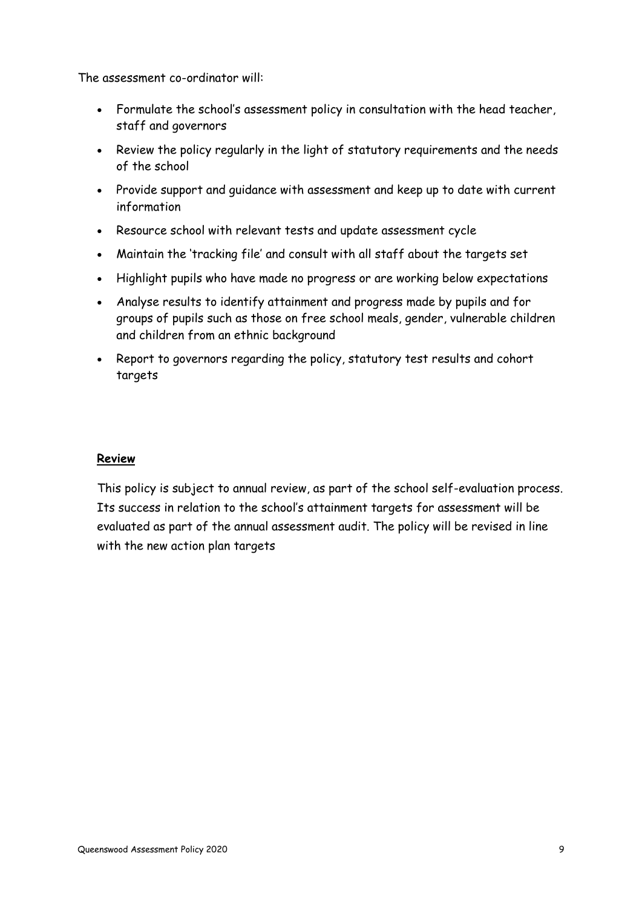The assessment co-ordinator will:

- Formulate the school's assessment policy in consultation with the head teacher, staff and governors
- Review the policy regularly in the light of statutory requirements and the needs of the school
- Provide support and guidance with assessment and keep up to date with current information
- Resource school with relevant tests and update assessment cycle
- Maintain the 'tracking file' and consult with all staff about the targets set
- Highlight pupils who have made no progress or are working below expectations
- Analyse results to identify attainment and progress made by pupils and for groups of pupils such as those on free school meals, gender, vulnerable children and children from an ethnic background
- Report to governors regarding the policy, statutory test results and cohort targets

**Review**

This policy is subject to annual review, as part of the school self-evaluation process. Its success in relation to the school's attainment targets for assessment will be evaluated as part of the annual assessment audit. The policy will be revised in line with the new action plan targets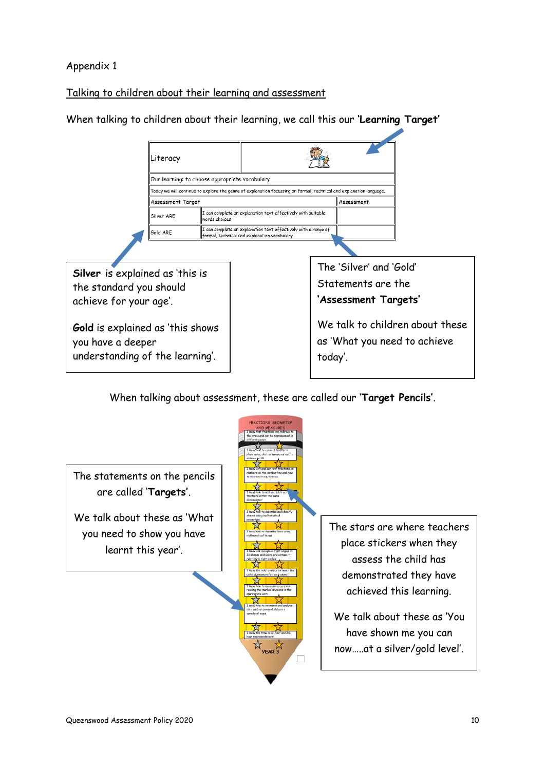Appendix 1

Talking to children about their learning and assessment

When talking to children about their learning, we call this our **'Learning Target'**

| Literacy | | |
|---|---|---|
| Our learning: to choose appropriate vocabulary | | |
| Today we will continue to explore the genre of explanation focussing on formal, technical and explanation language. | | |
| Assessment Target | | Assessment |
| Silver ARE | I can complete an explanation text effectively with suitable words choices | |
| Gold ARE | I can complete an explanation text effectively with a range of formal, technical and explanation vocabulary | |

**Silver** is explained as 'this is the standard you should achieve for your age'.

**Gold** is explained as 'this shows you have a deeper understanding of the learning'.

The 'Silver' and 'Gold' Statements are the **'Assessment Targets'**

We talk to children about these as 'What you need to achieve today'.

When talking about assessment, these are called our **'Target Pencils'**.

FRACTIONS, GEOMETRY AND MEASURES

I know that fractions are relative to the whole and can be represented in different ways

I know how to connect tenths to place value, decimal measures and to division by 10.

I know unit and non-unit fractions as numbers on the number line and how to represent equivalence.

I know how to add and subtract fractions within the same denominator

I know how to describe and classify shapes using mathematical properties.

I know how to describe lines using mathematical terms

I know and recognise right angles in 2d shapes and acute and obtuse in relation to right angles

I know the relationships between the units of measure for each aspect

I know how to measure accurately reading the marked divisions in the appropriate units

I know how to interpret and analyse data and can present data in a variety of ways

I know the time in 12-hour and 24-hour representations.

YEAR 3

The statements on the pencils are called **'Targets'**.

We talk about these as 'What you need to show you have learnt this year'.

The stars are where teachers place stickers when they assess the child has demonstrated they have achieved this learning.

We talk about these as 'You have shown me you can now…..at a silver/gold level'.